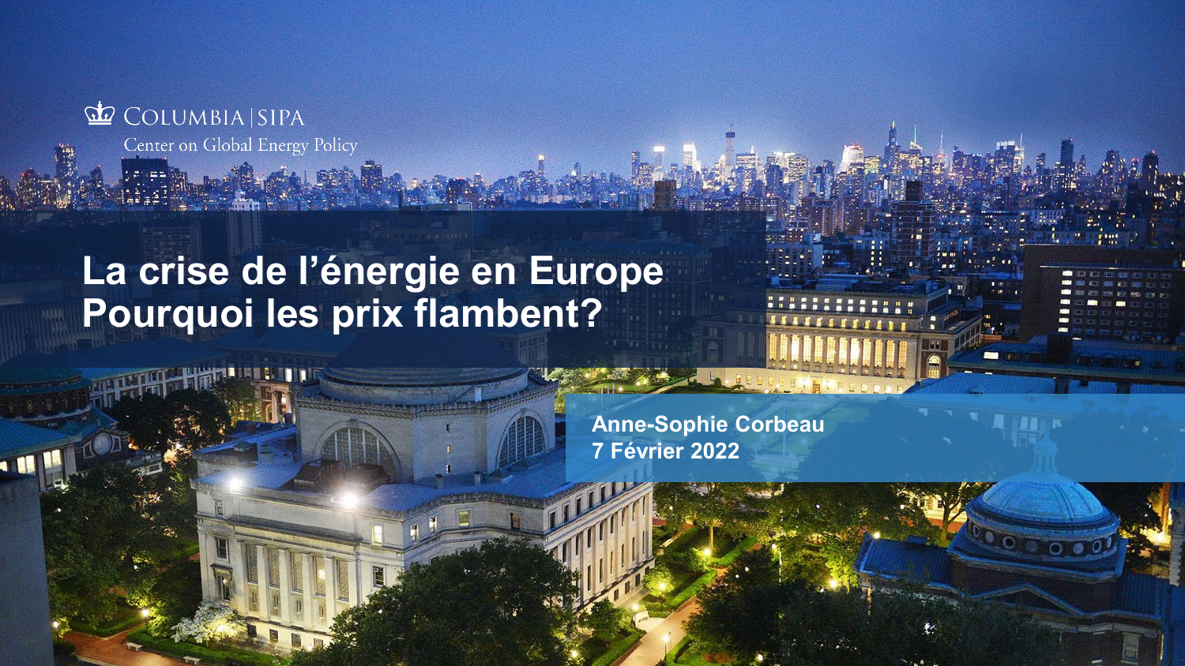COLUMBIA | SIPA

Center on Global Energy Policy

# La crise de l'énergie en Europe Pourquoi les prix flambent?

**Anne-Sophie Corbeau**
**7 Février 2022**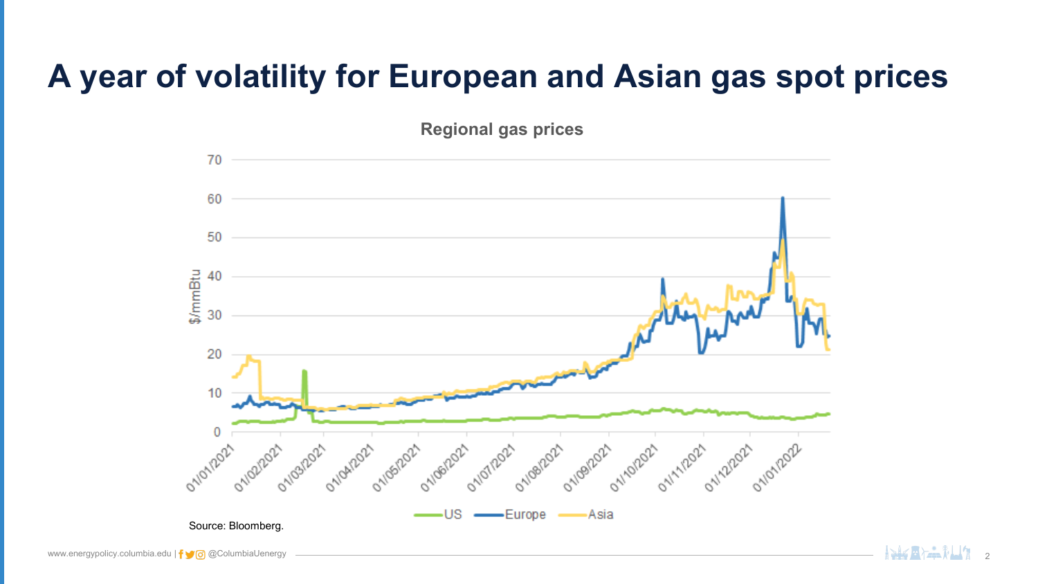# A year of volatility for European and Asian gas spot prices

Regional gas prices

Source: Bloomberg.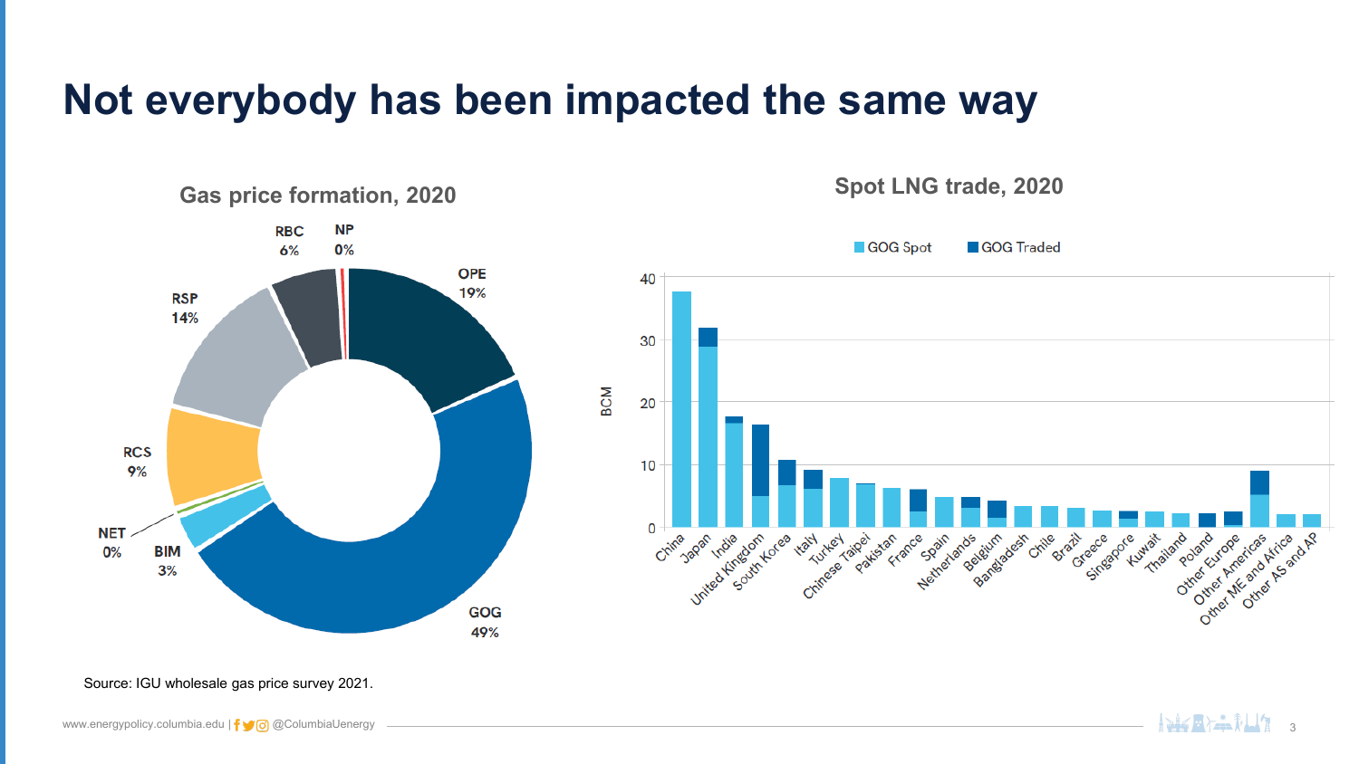# Not everybody has been impacted the same way

## Gas price formation, 2020

- OPE 19%
- GOG 49%
- BIM 3%
- NET 0%
- RCS 9%
- RSP 14%
- RBC 6%
- NP 0%

## Spot LNG trade, 2020

GOG Spot | GOG Traded

BCM

China, Japan, India, United Kingdom, South Korea, Italy, Turkey, Chinese Taipei, Pakistan, France, Spain, Netherlands, Belgium, Bangladesh, Chile, Brazil, Greece, Singapore, Kuwait, Thailand, Poland, Other Europe, Other Americas, Other ME and Africa, Other AS and AP

Source: IGU wholesale gas price survey 2021.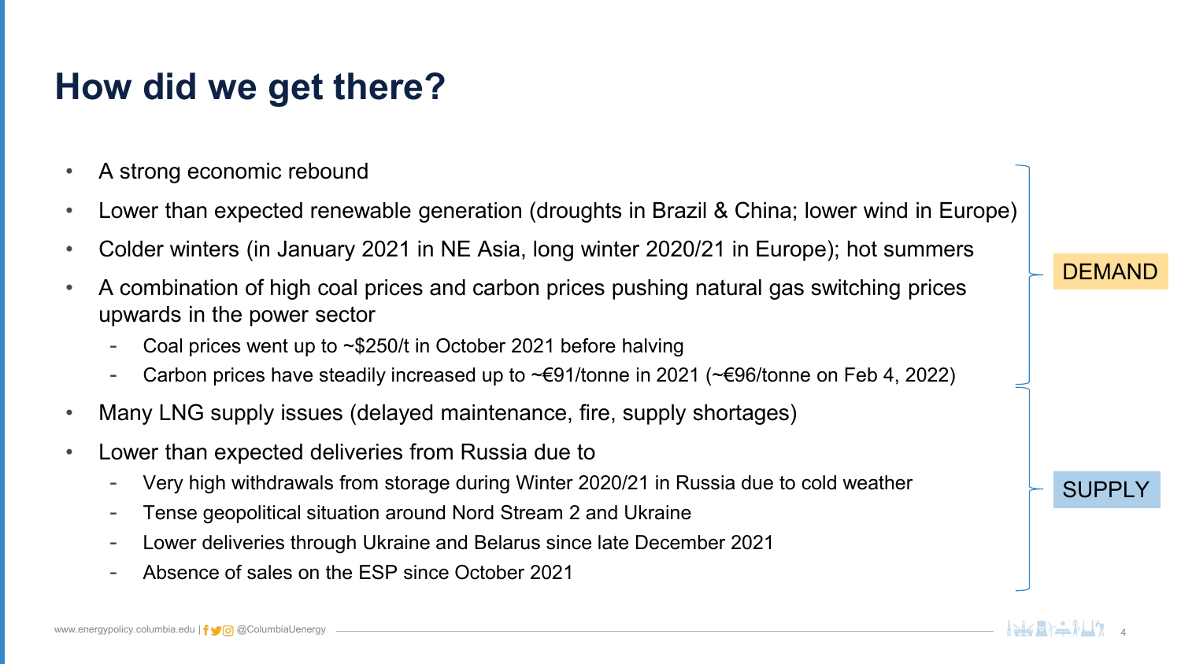# How did we get there?

- A strong economic rebound
- Lower than expected renewable generation (droughts in Brazil & China; lower wind in Europe)
- Colder winters (in January 2021 in NE Asia, long winter 2020/21 in Europe); hot summers
- A combination of high coal prices and carbon prices pushing natural gas switching prices upwards in the power sector
  - Coal prices went up to ~$250/t in October 2021 before halving
  - Carbon prices have steadily increased up to ~€91/tonne in 2021 (~€96/tonne on Feb 4, 2022)

**DEMAND**

- Many LNG supply issues (delayed maintenance, fire, supply shortages)
- Lower than expected deliveries from Russia due to
  - Very high withdrawals from storage during Winter 2020/21 in Russia due to cold weather
  - Tense geopolitical situation around Nord Stream 2 and Ukraine
  - Lower deliveries through Ukraine and Belarus since late December 2021
  - Absence of sales on the ESP since October 2021

**SUPPLY**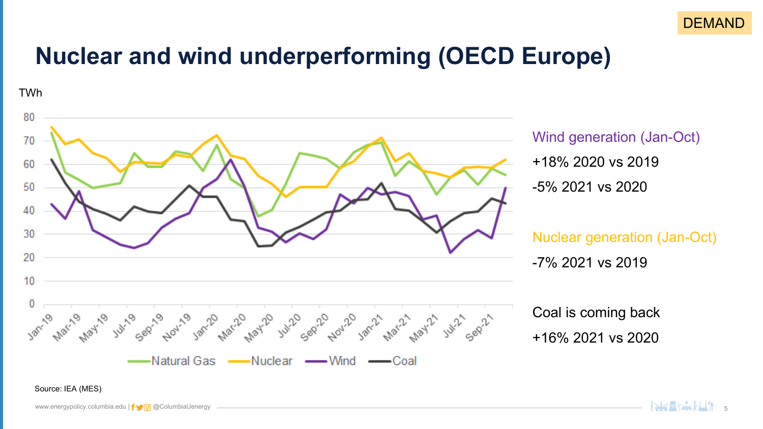DEMAND

# Nuclear and wind underperforming (OECD Europe)

TWh

Natural Gas | Nuclear | Wind | Coal

Source: IEA (MES)

**Wind generation (Jan-Oct)**

+18% 2020 vs 2019

-5% 2021 vs 2020

**Nuclear generation (Jan-Oct)**

-7% 2021 vs 2019

**Coal is coming back**

+16% 2021 vs 2020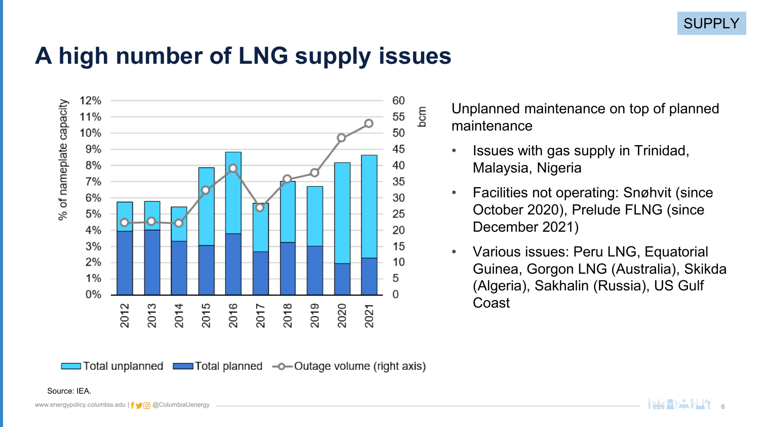SUPPLY

# A high number of LNG supply issues

Unplanned maintenance on top of planned maintenance

- Issues with gas supply in Trinidad, Malaysia, Nigeria
- Facilities not operating: Snøhvit (since October 2020), Prelude FLNG (since December 2021)
- Various issues: Peru LNG, Equatorial Guinea, Gorgon LNG (Australia), Skikda (Algeria), Sakhalin (Russia), US Gulf Coast

Source: IEA.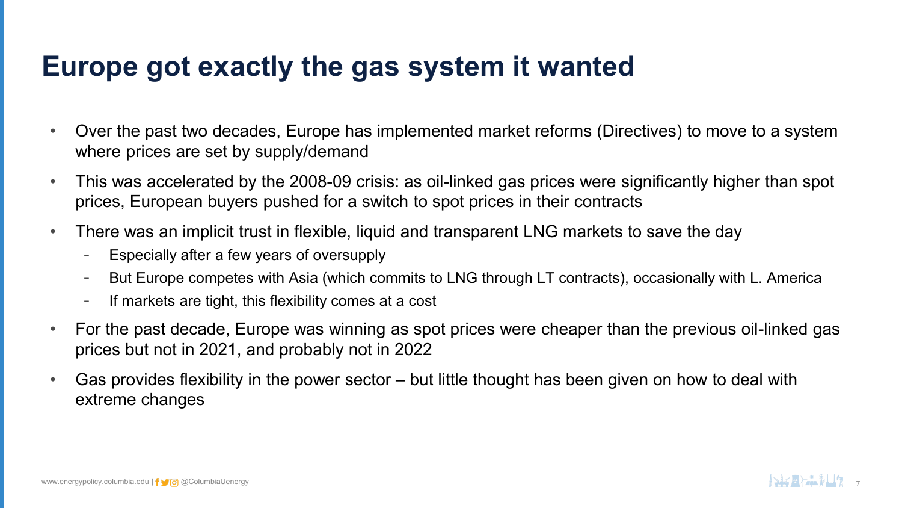# Europe got exactly the gas system it wanted

- Over the past two decades, Europe has implemented market reforms (Directives) to move to a system where prices are set by supply/demand
- This was accelerated by the 2008-09 crisis: as oil-linked gas prices were significantly higher than spot prices, European buyers pushed for a switch to spot prices in their contracts
- There was an implicit trust in flexible, liquid and transparent LNG markets to save the day
  - Especially after a few years of oversupply
  - But Europe competes with Asia (which commits to LNG through LT contracts), occasionally with L. America
  - If markets are tight, this flexibility comes at a cost
- For the past decade, Europe was winning as spot prices were cheaper than the previous oil-linked gas prices but not in 2021, and probably not in 2022
- Gas provides flexibility in the power sector – but little thought has been given on how to deal with extreme changes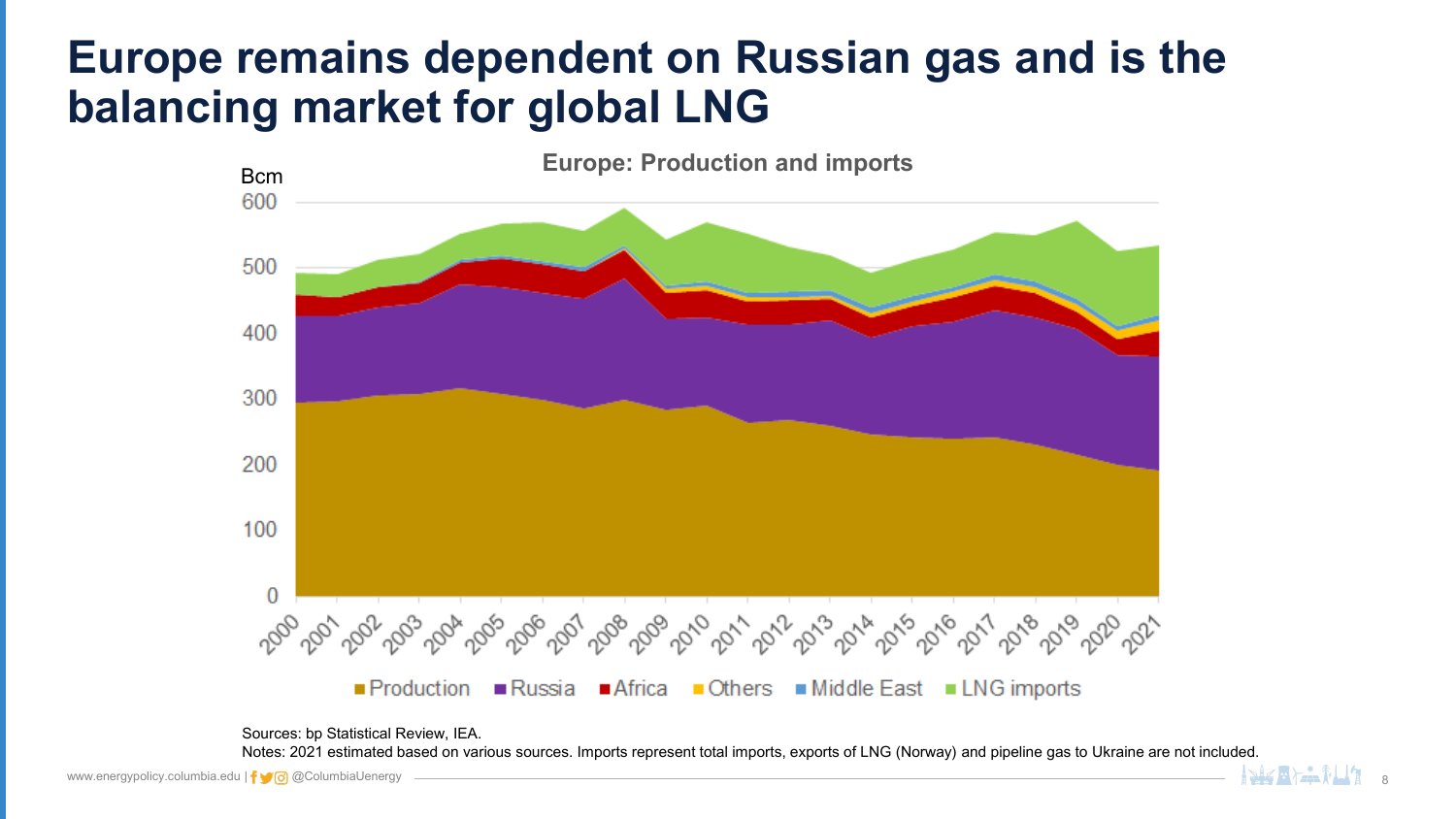# Europe remains dependent on Russian gas and is the balancing market for global LNG

**Europe: Production and imports**

Bcm

Production | Russia | Africa | Others | Middle East | LNG imports

Sources: bp Statistical Review, IEA.

Notes: 2021 estimated based on various sources. Imports represent total imports, exports of LNG (Norway) and pipeline gas to Ukraine are not included.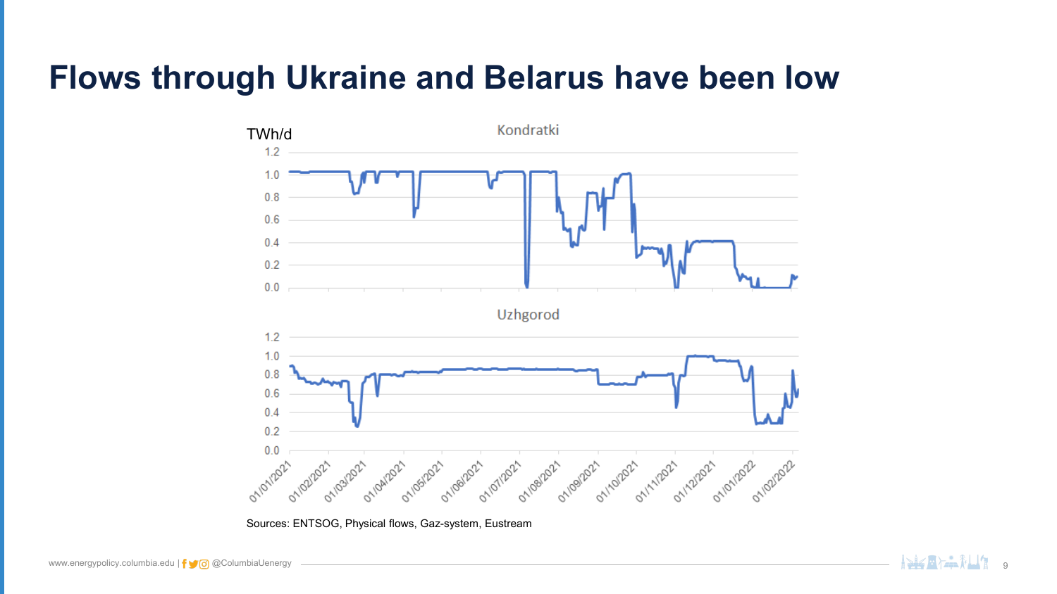# Flows through Ukraine and Belarus have been low

TWh/d

Kondratki

Uzhgorod

Sources: ENTSOG, Physical flows, Gaz-system, Eustream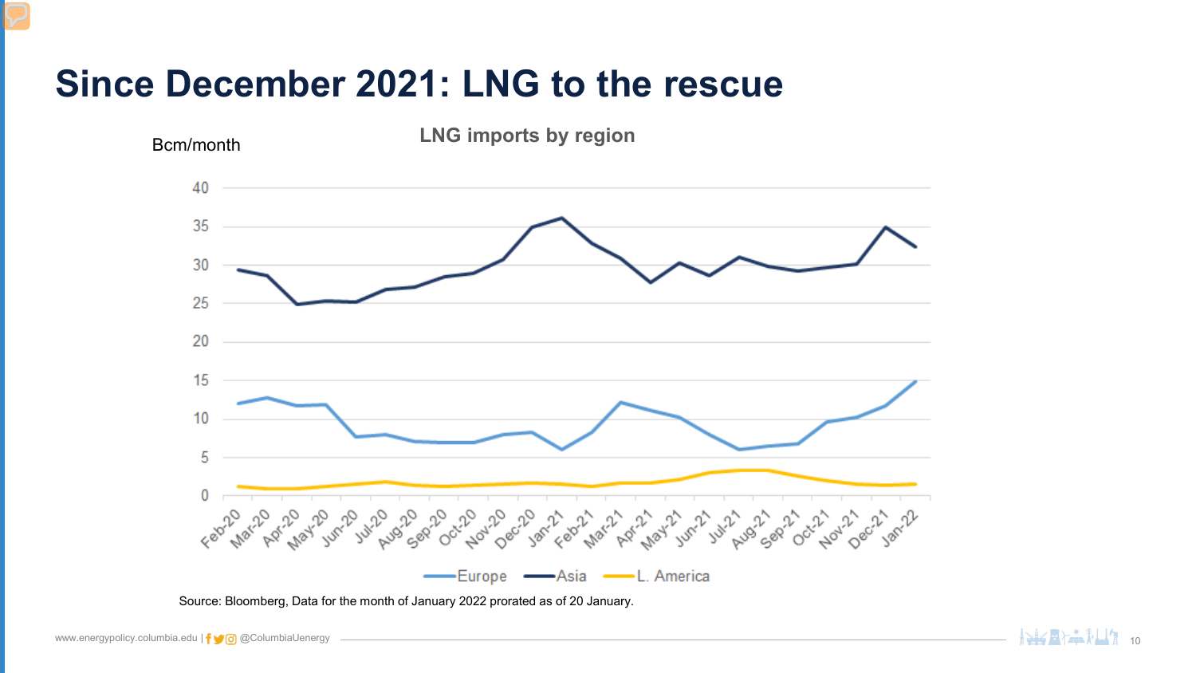# Since December 2021: LNG to the rescue

**LNG imports by region**

Bcm/month

Source: Bloomberg, Data for the month of January 2022 prorated as of 20 January.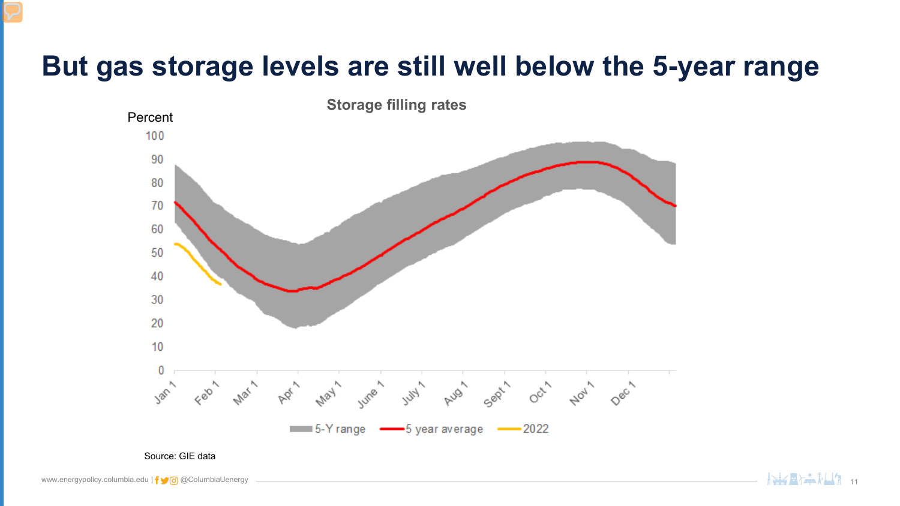# But gas storage levels are still well below the 5-year range

**Storage filling rates**

Percent

100
90
80
70
60
50
40
30
20
10
0

Jan 1, Feb 1, Mar 1, Apr 1, May 1, June 1, July 1, Aug 1, Sept 1, Oct 1, Nov 1, Dec 1

5-Y range | 5 year average | 2022

Source: GIE data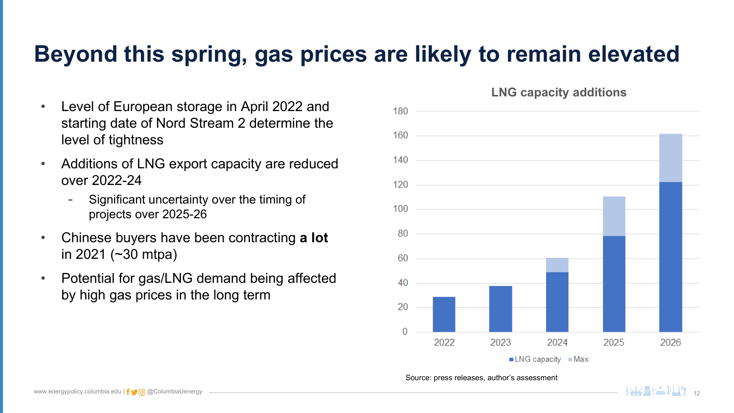# Beyond this spring, gas prices are likely to remain elevated

- Level of European storage in April 2022 and starting date of Nord Stream 2 determine the level of tightness
- Additions of LNG export capacity are reduced over 2022-24
  - Significant uncertainty over the timing of projects over 2025-26
- Chinese buyers have been contracting **a lot** in 2021 (~30 mtpa)
- Potential for gas/LNG demand being affected by high gas prices in the long term

**LNG capacity additions**

| Year | LNG capacity | Max |
|---|---|---|
| 2022 | ~29 | |
| 2023 | ~38 | |
| 2024 | ~49 | ~61 |
| 2025 | ~78 | ~111 |
| 2026 | ~122 | ~162 |

Source: press releases, author's assessment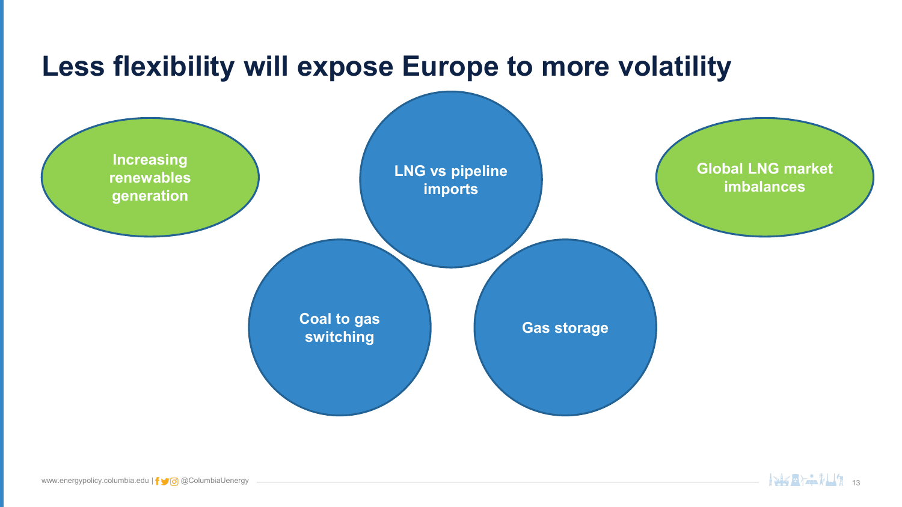# Less flexibility will expose Europe to more volatility

- Increasing renewables generation
- LNG vs pipeline imports
- Global LNG market imbalances
- Coal to gas switching
- Gas storage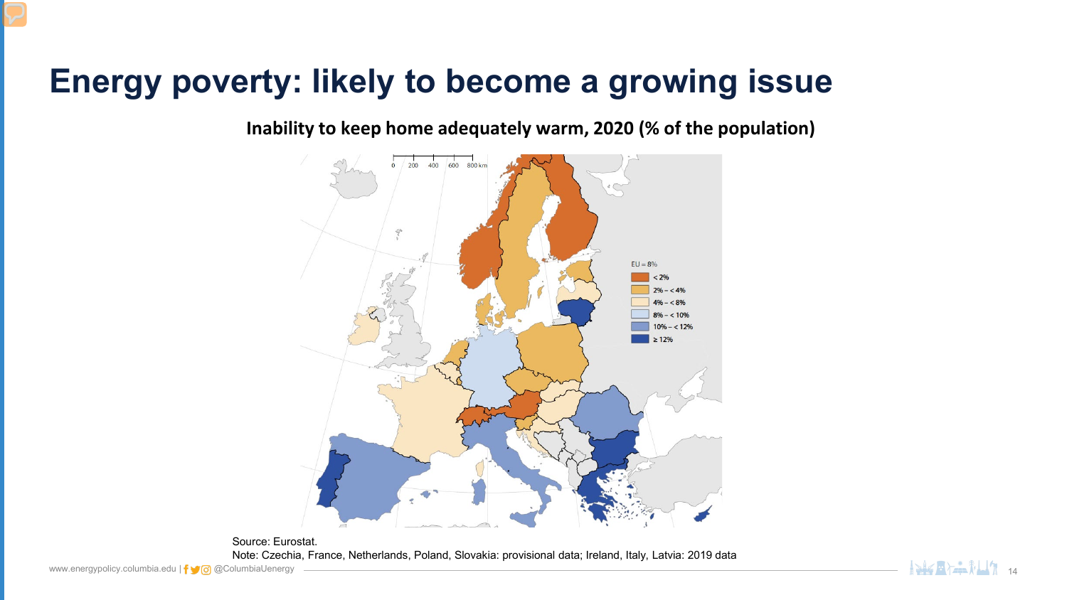# Energy poverty: likely to become a growing issue

**Inability to keep home adequately warm, 2020 (% of the population)**

EU = 8%

- < 2%
- 2% – < 4%
- 4% – < 8%
- 8% – < 10%
- 10% – < 12%
- ≥ 12%

Source: Eurostat.

Note: Czechia, France, Netherlands, Poland, Slovakia: provisional data; Ireland, Italy, Latvia: 2019 data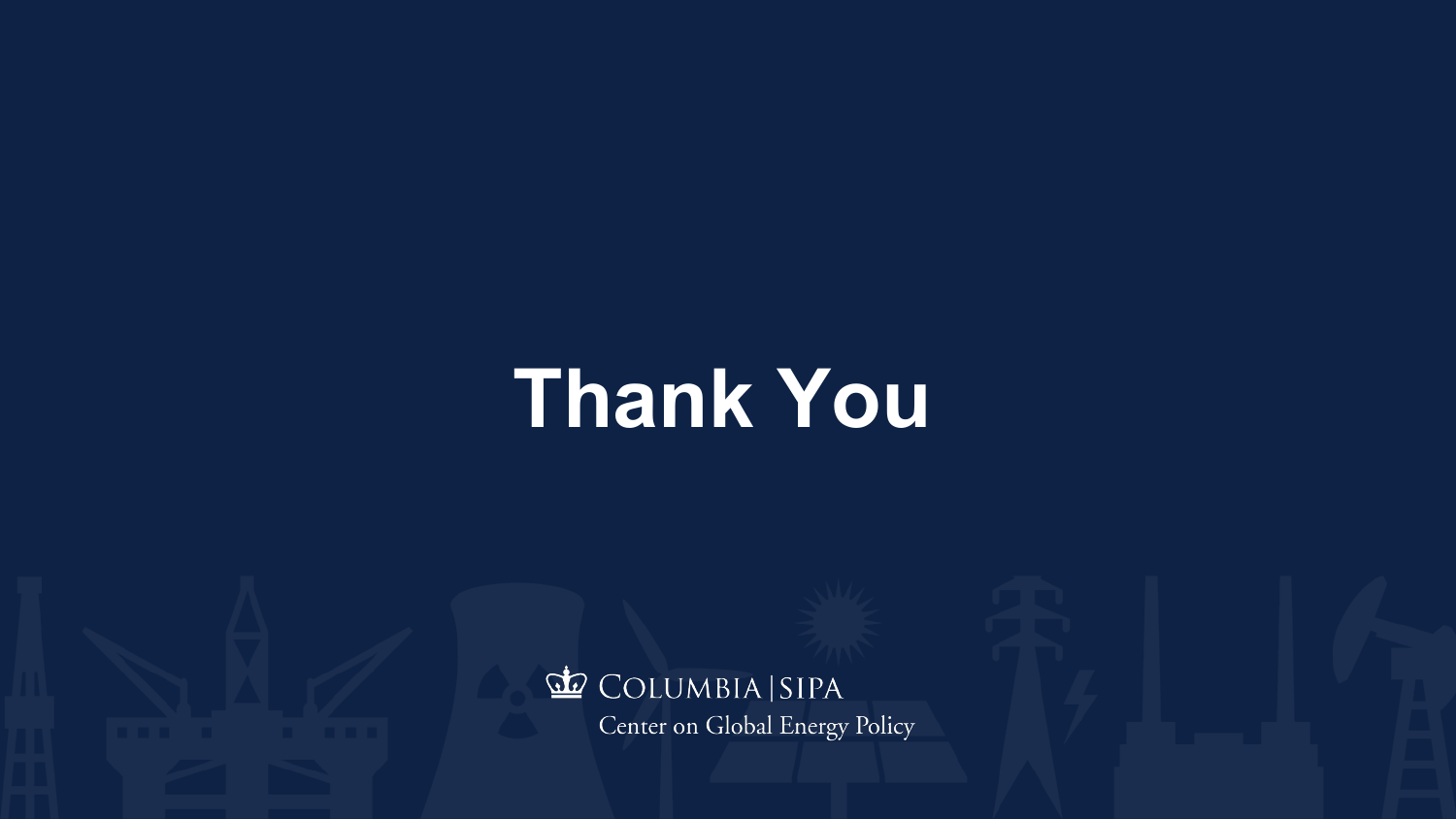# Thank You

COLUMBIA | SIPA
Center on Global Energy Policy